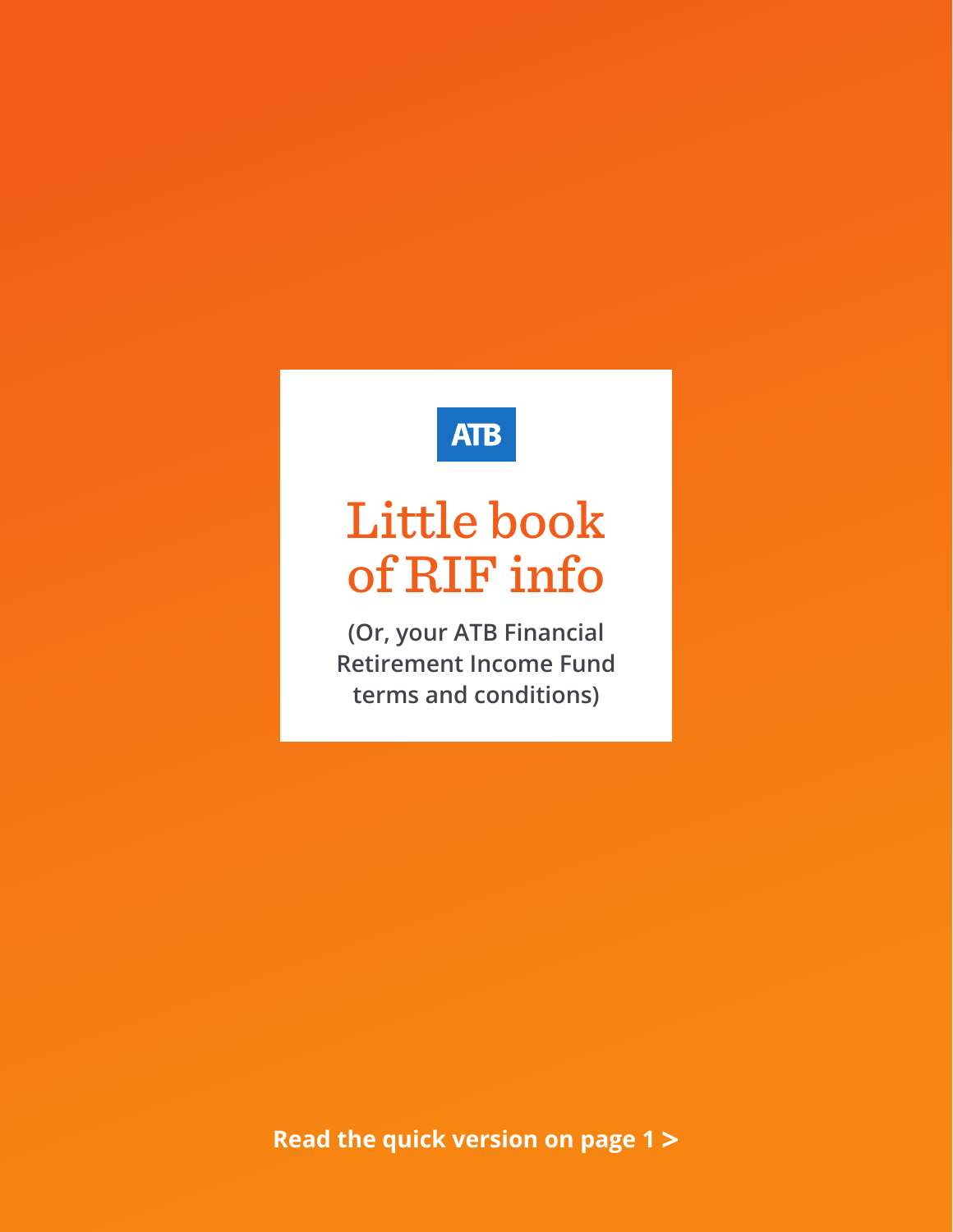ATB

# Little book of RIF info

**(Or, your ATB Financial Retirement Income Fund terms and conditions)**

**Read the quick version on page 1 >**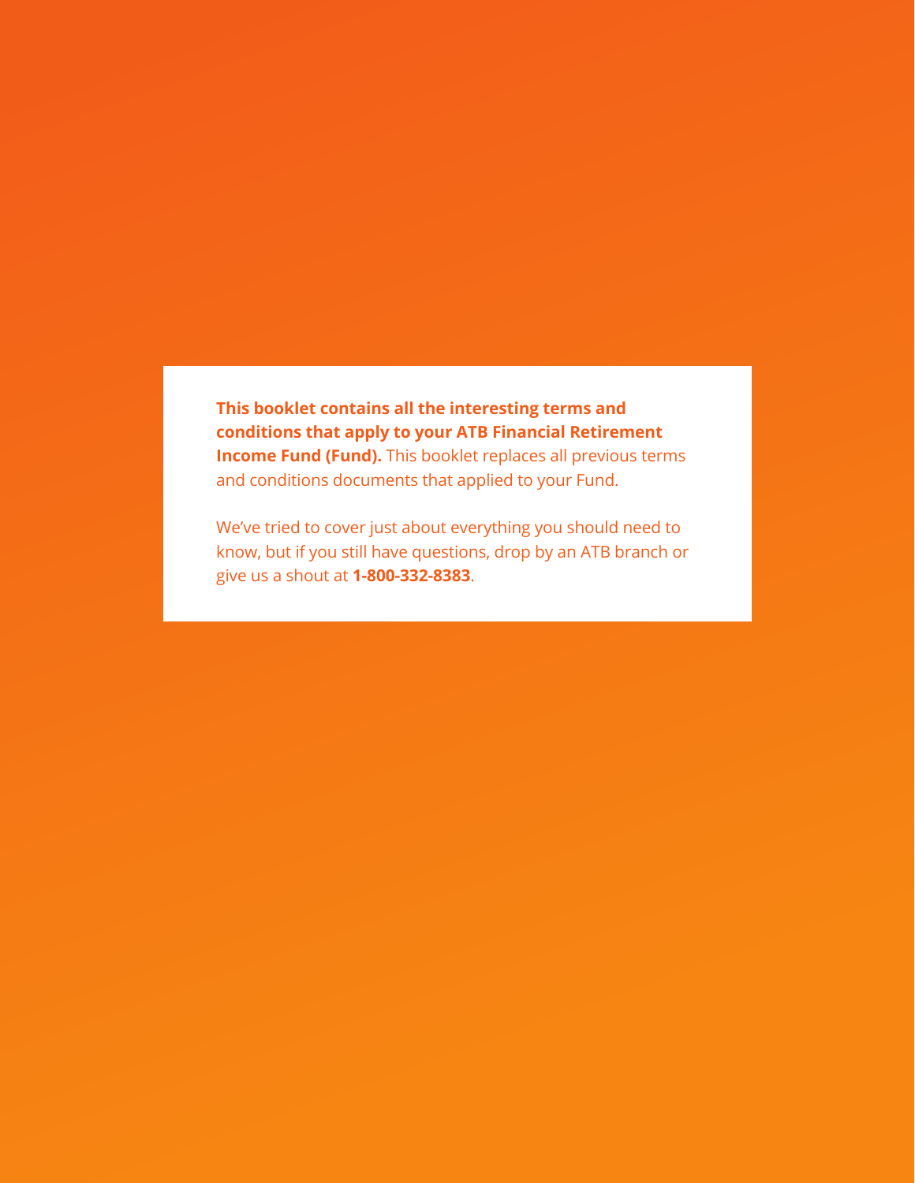**This booklet contains all the interesting terms and conditions that apply to your ATB Financial Retirement Income Fund (Fund).** This booklet replaces all previous terms and conditions documents that applied to your Fund.

We've tried to cover just about everything you should need to know, but if you still have questions, drop by an ATB branch or give us a shout at **1-800-332-8383**.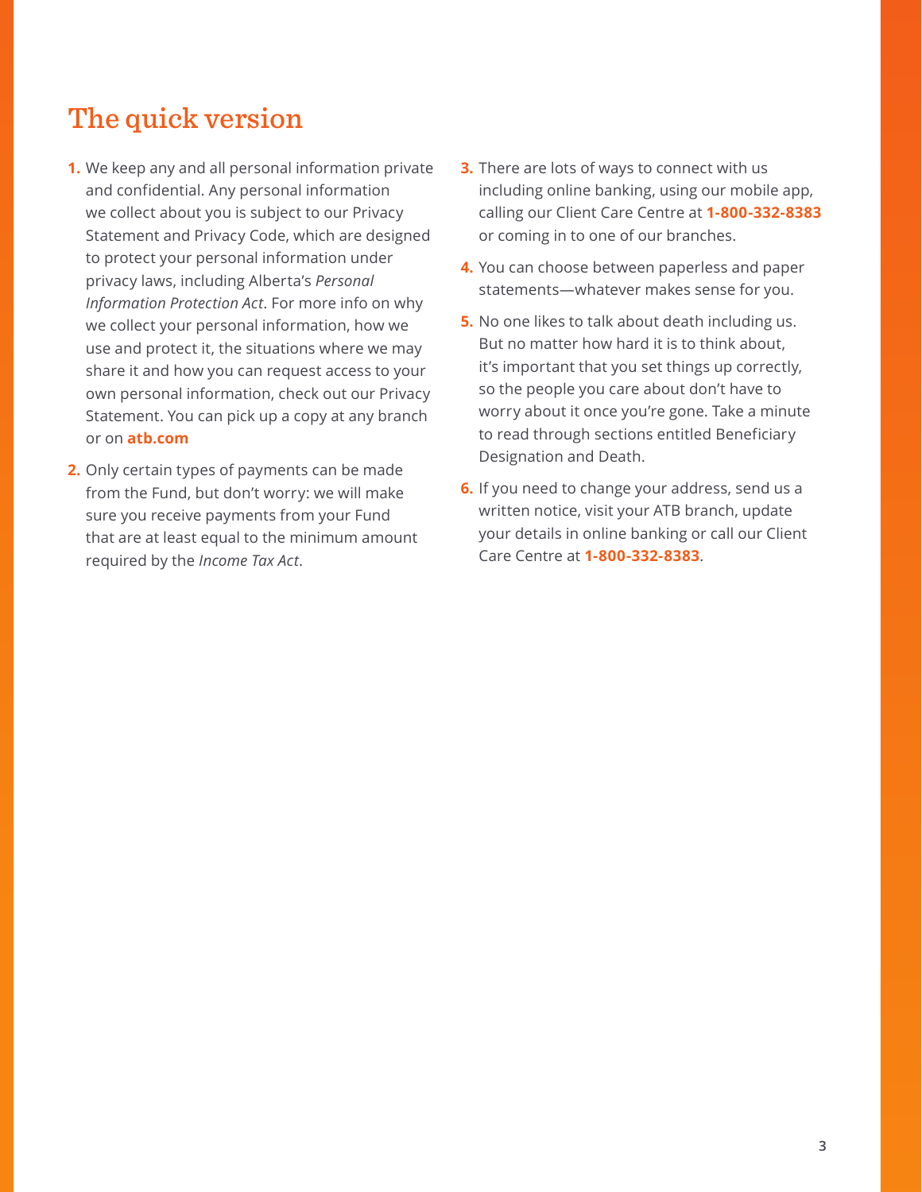## The quick version

1. We keep any and all personal information private and confidential. Any personal information we collect about you is subject to our Privacy Statement and Privacy Code, which are designed to protect your personal information under privacy laws, including Alberta's *Personal Information Protection Act*. For more info on why we collect your personal information, how we use and protect it, the situations where we may share it and how you can request access to your own personal information, check out our Privacy Statement. You can pick up a copy at any branch or on **atb.com**

2. Only certain types of payments can be made from the Fund, but don't worry: we will make sure you receive payments from your Fund that are at least equal to the minimum amount required by the *Income Tax Act*.

3. There are lots of ways to connect with us including online banking, using our mobile app, calling our Client Care Centre at **1-800-332-8383** or coming in to one of our branches.

4. You can choose between paperless and paper statements—whatever makes sense for you.

5. No one likes to talk about death including us. But no matter how hard it is to think about, it's important that you set things up correctly, so the people you care about don't have to worry about it once you're gone. Take a minute to read through sections entitled Beneficiary Designation and Death.

6. If you need to change your address, send us a written notice, visit your ATB branch, update your details in online banking or call our Client Care Centre at **1-800-332-8383**.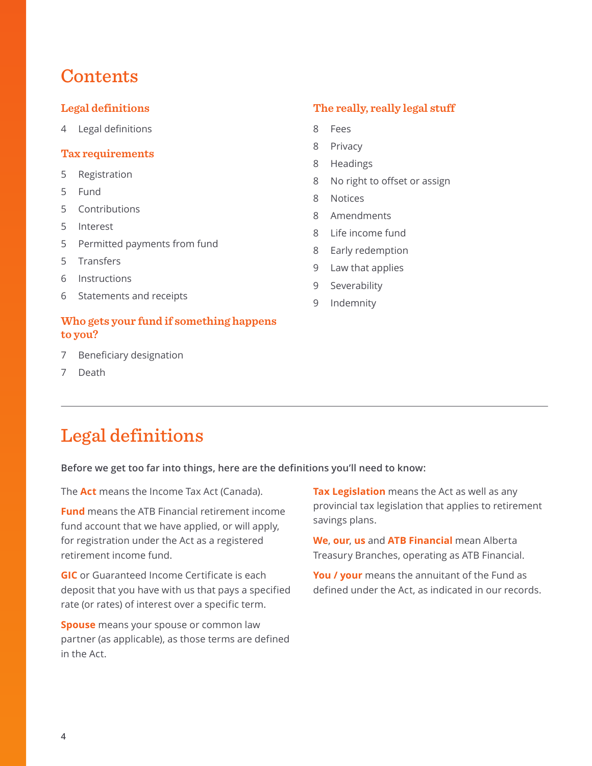# Contents

### Legal definitions

4 Legal definitions

### Tax requirements

5 Registration
5 Fund
5 Contributions
5 Interest
5 Permitted payments from fund
5 Transfers
6 Instructions
6 Statements and receipts

### Who gets your fund if something happens to you?

7 Beneficiary designation
7 Death

### The really, really legal stuff

8 Fees
8 Privacy
8 Headings
8 No right to offset or assign
8 Notices
8 Amendments
8 Life income fund
8 Early redemption
9 Law that applies
9 Severability
9 Indemnity

---

# Legal definitions

**Before we get too far into things, here are the definitions you'll need to know:**

The **Act** means the Income Tax Act (Canada).

**Fund** means the ATB Financial retirement income fund account that we have applied, or will apply, for registration under the Act as a registered retirement income fund.

**GIC** or Guaranteed Income Certificate is each deposit that you have with us that pays a specified rate (or rates) of interest over a specific term.

**Spouse** means your spouse or common law partner (as applicable), as those terms are defined in the Act.

**Tax Legislation** means the Act as well as any provincial tax legislation that applies to retirement savings plans.

**We**, **our**, **us** and **ATB Financial** mean Alberta Treasury Branches, operating as ATB Financial.

**You / your** means the annuitant of the Fund as defined under the Act, as indicated in our records.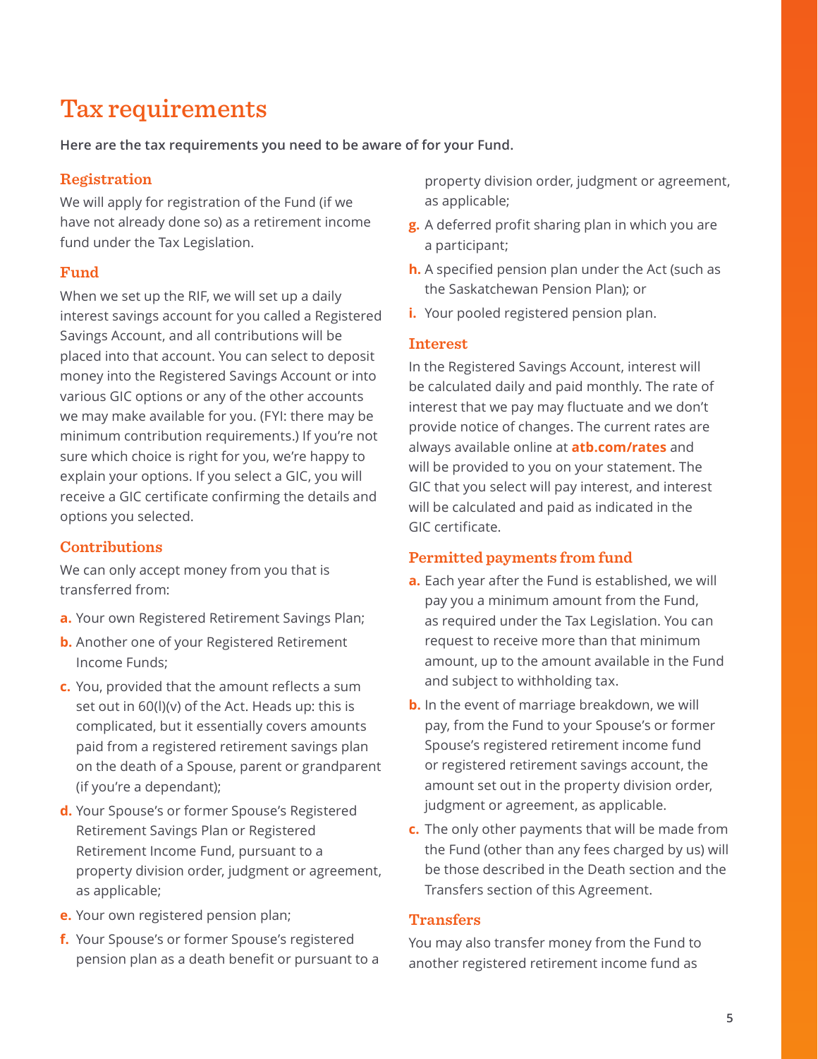# Tax requirements

**Here are the tax requirements you need to be aware of for your Fund.**

## Registration

We will apply for registration of the Fund (if we have not already done so) as a retirement income fund under the Tax Legislation.

## Fund

When we set up the RIF, we will set up a daily interest savings account for you called a Registered Savings Account, and all contributions will be placed into that account. You can select to deposit money into the Registered Savings Account or into various GIC options or any of the other accounts we may make available for you. (FYI: there may be minimum contribution requirements.) If you're not sure which choice is right for you, we're happy to explain your options. If you select a GIC, you will receive a GIC certificate confirming the details and options you selected.

## Contributions

We can only accept money from you that is transferred from:

a. Your own Registered Retirement Savings Plan;
b. Another one of your Registered Retirement Income Funds;
c. You, provided that the amount reflects a sum set out in 60(l)(v) of the Act. Heads up: this is complicated, but it essentially covers amounts paid from a registered retirement savings plan on the death of a Spouse, parent or grandparent (if you're a dependant);
d. Your Spouse's or former Spouse's Registered Retirement Savings Plan or Registered Retirement Income Fund, pursuant to a property division order, judgment or agreement, as applicable;
e. Your own registered pension plan;
f. Your Spouse's or former Spouse's registered pension plan as a death benefit or pursuant to a property division order, judgment or agreement, as applicable;
g. A deferred profit sharing plan in which you are a participant;
h. A specified pension plan under the Act (such as the Saskatchewan Pension Plan); or
i. Your pooled registered pension plan.

## Interest

In the Registered Savings Account, interest will be calculated daily and paid monthly. The rate of interest that we pay may fluctuate and we don't provide notice of changes. The current rates are always available online at **atb.com/rates** and will be provided to you on your statement. The GIC that you select will pay interest, and interest will be calculated and paid as indicated in the GIC certificate.

## Permitted payments from fund

a. Each year after the Fund is established, we will pay you a minimum amount from the Fund, as required under the Tax Legislation. You can request to receive more than that minimum amount, up to the amount available in the Fund and subject to withholding tax.
b. In the event of marriage breakdown, we will pay, from the Fund to your Spouse's or former Spouse's registered retirement income fund or registered retirement savings account, the amount set out in the property division order, judgment or agreement, as applicable.
c. The only other payments that will be made from the Fund (other than any fees charged by us) will be those described in the Death section and the Transfers section of this Agreement.

## Transfers

You may also transfer money from the Fund to another registered retirement income fund as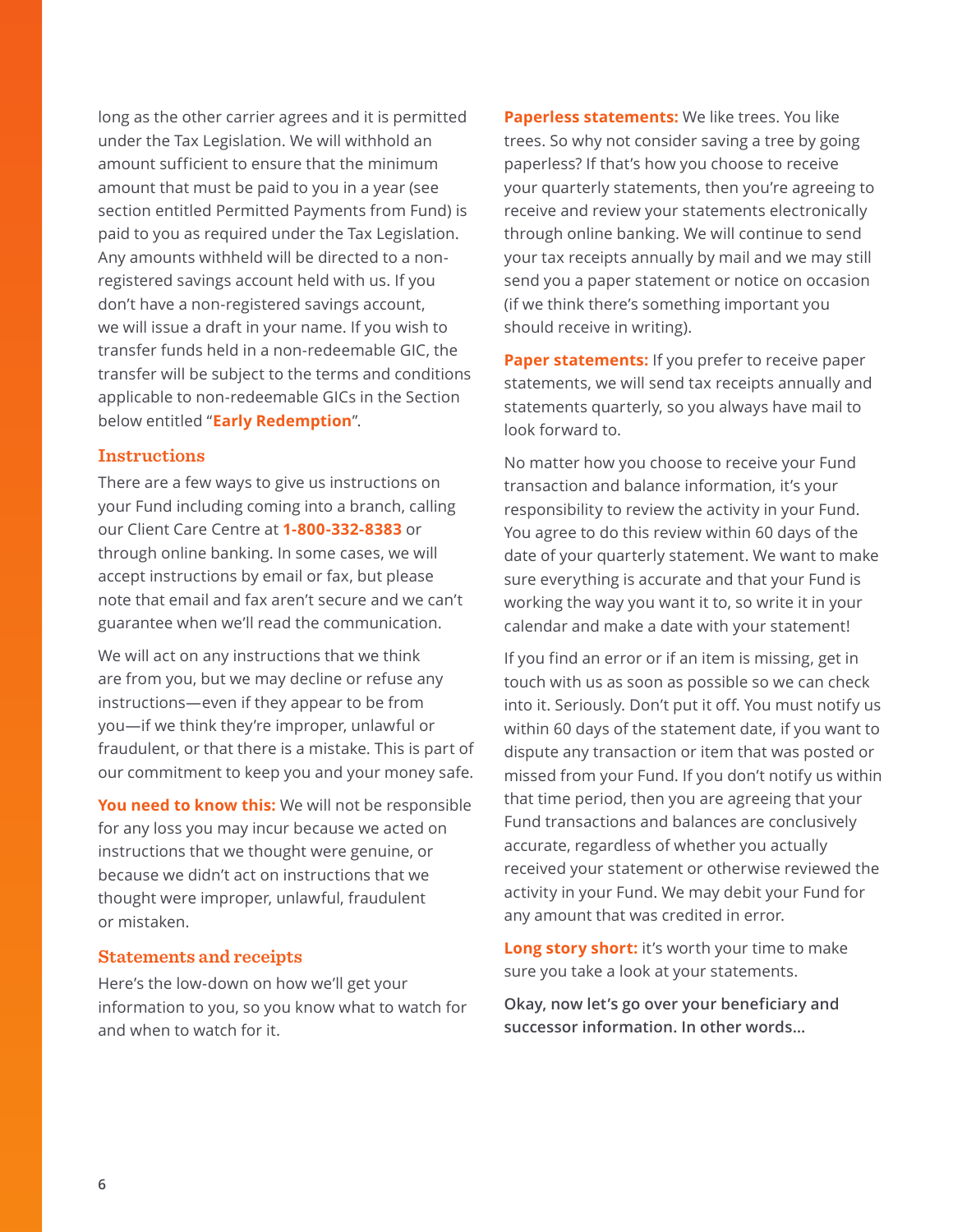long as the other carrier agrees and it is permitted under the Tax Legislation. We will withhold an amount sufficient to ensure that the minimum amount that must be paid to you in a year (see section entitled Permitted Payments from Fund) is paid to you as required under the Tax Legislation. Any amounts withheld will be directed to a non-registered savings account held with us. If you don't have a non-registered savings account, we will issue a draft in your name. If you wish to transfer funds held in a non-redeemable GIC, the transfer will be subject to the terms and conditions applicable to non-redeemable GICs in the Section below entitled "**Early Redemption**".

### Instructions

There are a few ways to give us instructions on your Fund including coming into a branch, calling our Client Care Centre at **1-800-332-8383** or through online banking. In some cases, we will accept instructions by email or fax, but please note that email and fax aren't secure and we can't guarantee when we'll read the communication.

We will act on any instructions that we think are from you, but we may decline or refuse any instructions—even if they appear to be from you—if we think they're improper, unlawful or fraudulent, or that there is a mistake. This is part of our commitment to keep you and your money safe.

**You need to know this:** We will not be responsible for any loss you may incur because we acted on instructions that we thought were genuine, or because we didn't act on instructions that we thought were improper, unlawful, fraudulent or mistaken.

### Statements and receipts

Here's the low-down on how we'll get your information to you, so you know what to watch for and when to watch for it.

**Paperless statements:** We like trees. You like trees. So why not consider saving a tree by going paperless? If that's how you choose to receive your quarterly statements, then you're agreeing to receive and review your statements electronically through online banking. We will continue to send your tax receipts annually by mail and we may still send you a paper statement or notice on occasion (if we think there's something important you should receive in writing).

**Paper statements:** If you prefer to receive paper statements, we will send tax receipts annually and statements quarterly, so you always have mail to look forward to.

No matter how you choose to receive your Fund transaction and balance information, it's your responsibility to review the activity in your Fund. You agree to do this review within 60 days of the date of your quarterly statement. We want to make sure everything is accurate and that your Fund is working the way you want it to, so write it in your calendar and make a date with your statement!

If you find an error or if an item is missing, get in touch with us as soon as possible so we can check into it. Seriously. Don't put it off. You must notify us within 60 days of the statement date, if you want to dispute any transaction or item that was posted or missed from your Fund. If you don't notify us within that time period, then you are agreeing that your Fund transactions and balances are conclusively accurate, regardless of whether you actually received your statement or otherwise reviewed the activity in your Fund. We may debit your Fund for any amount that was credited in error.

**Long story short:** it's worth your time to make sure you take a look at your statements.

**Okay, now let's go over your beneficiary and successor information. In other words…**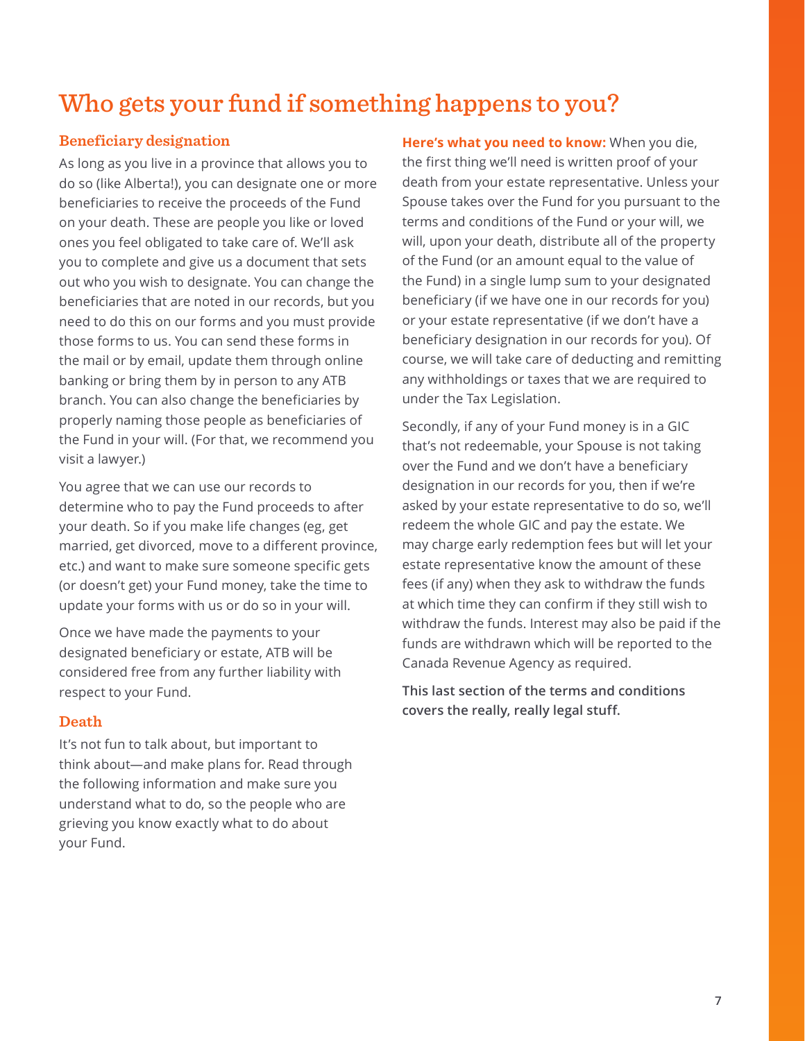# Who gets your fund if something happens to you?

## Beneficiary designation

As long as you live in a province that allows you to do so (like Alberta!), you can designate one or more beneficiaries to receive the proceeds of the Fund on your death. These are people you like or loved ones you feel obligated to take care of. We'll ask you to complete and give us a document that sets out who you wish to designate. You can change the beneficiaries that are noted in our records, but you need to do this on our forms and you must provide those forms to us. You can send these forms in the mail or by email, update them through online banking or bring them by in person to any ATB branch. You can also change the beneficiaries by properly naming those people as beneficiaries of the Fund in your will. (For that, we recommend you visit a lawyer.)

You agree that we can use our records to determine who to pay the Fund proceeds to after your death. So if you make life changes (eg, get married, get divorced, move to a different province, etc.) and want to make sure someone specific gets (or doesn't get) your Fund money, take the time to update your forms with us or do so in your will.

Once we have made the payments to your designated beneficiary or estate, ATB will be considered free from any further liability with respect to your Fund.

## Death

It's not fun to talk about, but important to think about—and make plans for. Read through the following information and make sure you understand what to do, so the people who are grieving you know exactly what to do about your Fund.

**Here's what you need to know:** When you die, the first thing we'll need is written proof of your death from your estate representative. Unless your Spouse takes over the Fund for you pursuant to the terms and conditions of the Fund or your will, we will, upon your death, distribute all of the property of the Fund (or an amount equal to the value of the Fund) in a single lump sum to your designated beneficiary (if we have one in our records for you) or your estate representative (if we don't have a beneficiary designation in our records for you). Of course, we will take care of deducting and remitting any withholdings or taxes that we are required to under the Tax Legislation.

Secondly, if any of your Fund money is in a GIC that's not redeemable, your Spouse is not taking over the Fund and we don't have a beneficiary designation in our records for you, then if we're asked by your estate representative to do so, we'll redeem the whole GIC and pay the estate. We may charge early redemption fees but will let your estate representative know the amount of these fees (if any) when they ask to withdraw the funds at which time they can confirm if they still wish to withdraw the funds. Interest may also be paid if the funds are withdrawn which will be reported to the Canada Revenue Agency as required.

**This last section of the terms and conditions covers the really, really legal stuff.**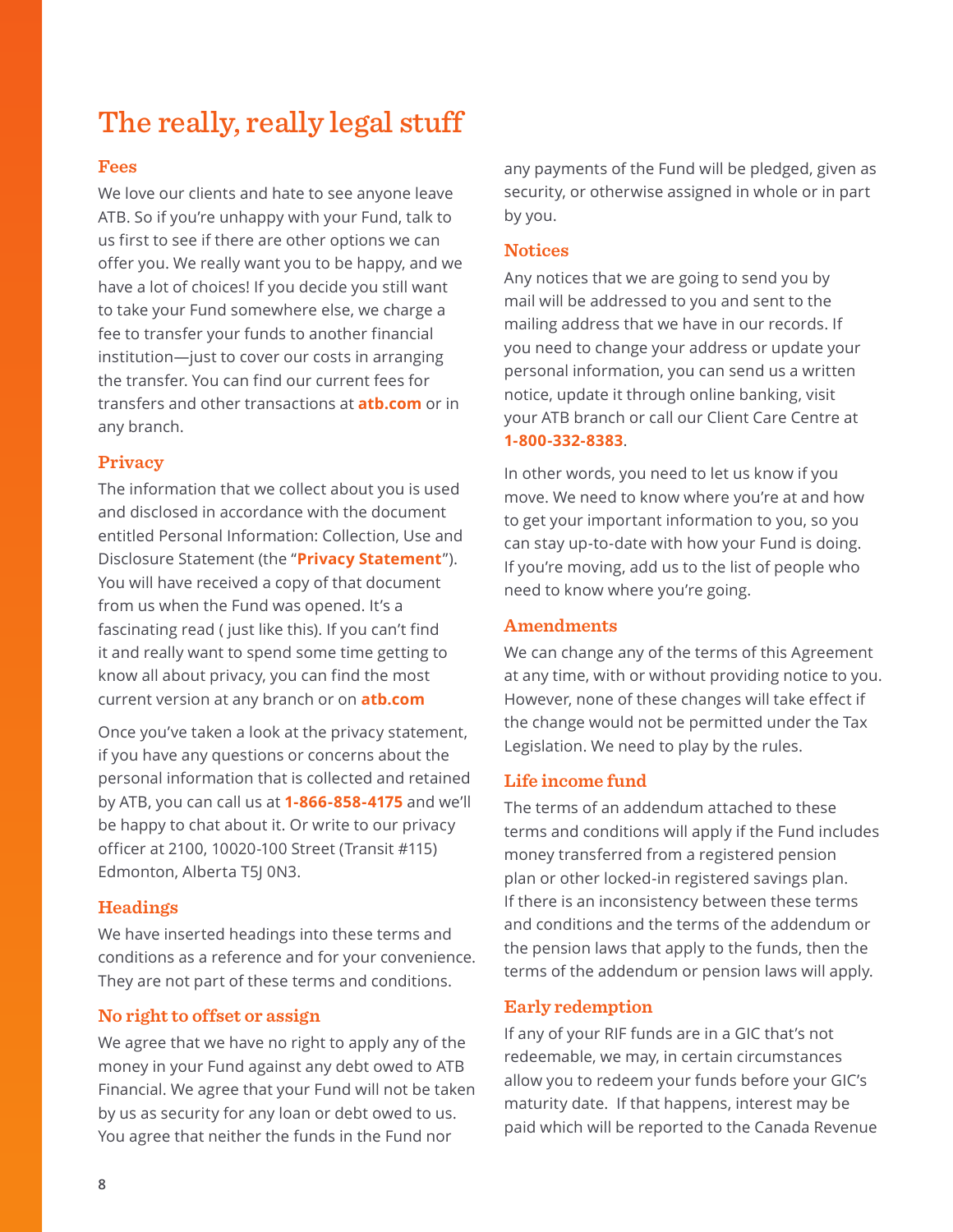# The really, really legal stuff

## Fees

We love our clients and hate to see anyone leave ATB. So if you're unhappy with your Fund, talk to us first to see if there are other options we can offer you. We really want you to be happy, and we have a lot of choices! If you decide you still want to take your Fund somewhere else, we charge a fee to transfer your funds to another financial institution—just to cover our costs in arranging the transfer. You can find our current fees for transfers and other transactions at **atb.com** or in any branch.

## Privacy

The information that we collect about you is used and disclosed in accordance with the document entitled Personal Information: Collection, Use and Disclosure Statement (the "**Privacy Statement**"). You will have received a copy of that document from us when the Fund was opened. It's a fascinating read ( just like this). If you can't find it and really want to spend some time getting to know all about privacy, you can find the most current version at any branch or on **atb.com**

Once you've taken a look at the privacy statement, if you have any questions or concerns about the personal information that is collected and retained by ATB, you can call us at **1-866-858-4175** and we'll be happy to chat about it. Or write to our privacy officer at 2100, 10020-100 Street (Transit #115) Edmonton, Alberta T5J 0N3.

## Headings

We have inserted headings into these terms and conditions as a reference and for your convenience. They are not part of these terms and conditions.

## No right to offset or assign

We agree that we have no right to apply any of the money in your Fund against any debt owed to ATB Financial. We agree that your Fund will not be taken by us as security for any loan or debt owed to us. You agree that neither the funds in the Fund nor any payments of the Fund will be pledged, given as security, or otherwise assigned in whole or in part by you.

## Notices

Any notices that we are going to send you by mail will be addressed to you and sent to the mailing address that we have in our records. If you need to change your address or update your personal information, you can send us a written notice, update it through online banking, visit your ATB branch or call our Client Care Centre at **1-800-332-8383**.

In other words, you need to let us know if you move. We need to know where you're at and how to get your important information to you, so you can stay up-to-date with how your Fund is doing. If you're moving, add us to the list of people who need to know where you're going.

## Amendments

We can change any of the terms of this Agreement at any time, with or without providing notice to you. However, none of these changes will take effect if the change would not be permitted under the Tax Legislation. We need to play by the rules.

## Life income fund

The terms of an addendum attached to these terms and conditions will apply if the Fund includes money transferred from a registered pension plan or other locked-in registered savings plan. If there is an inconsistency between these terms and conditions and the terms of the addendum or the pension laws that apply to the funds, then the terms of the addendum or pension laws will apply.

## Early redemption

If any of your RIF funds are in a GIC that's not redeemable, we may, in certain circumstances allow you to redeem your funds before your GIC's maturity date. If that happens, interest may be paid which will be reported to the Canada Revenue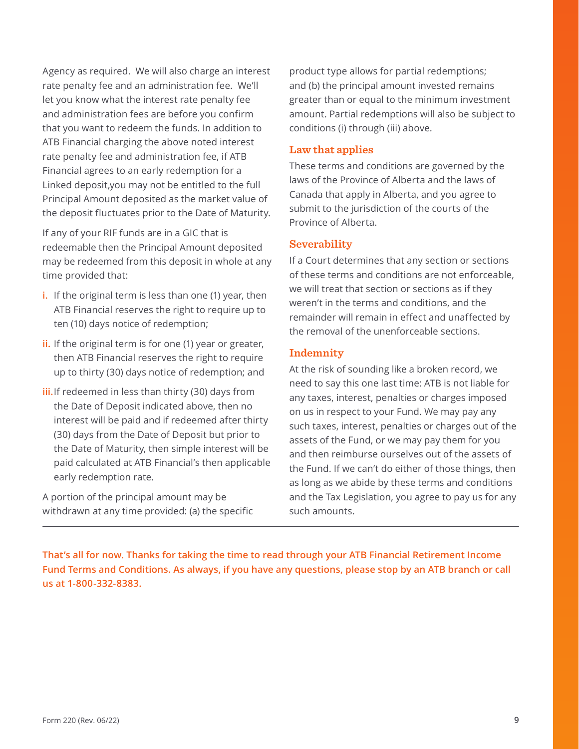Agency as required. We will also charge an interest rate penalty fee and an administration fee. We'll let you know what the interest rate penalty fee and administration fees are before you confirm that you want to redeem the funds. In addition to ATB Financial charging the above noted interest rate penalty fee and administration fee, if ATB Financial agrees to an early redemption for a Linked deposit,you may not be entitled to the full Principal Amount deposited as the market value of the deposit fluctuates prior to the Date of Maturity.

If any of your RIF funds are in a GIC that is redeemable then the Principal Amount deposited may be redeemed from this deposit in whole at any time provided that:

i. If the original term is less than one (1) year, then ATB Financial reserves the right to require up to ten (10) days notice of redemption;

ii. If the original term is for one (1) year or greater, then ATB Financial reserves the right to require up to thirty (30) days notice of redemption; and

iii. If redeemed in less than thirty (30) days from the Date of Deposit indicated above, then no interest will be paid and if redeemed after thirty (30) days from the Date of Deposit but prior to the Date of Maturity, then simple interest will be paid calculated at ATB Financial's then applicable early redemption rate.

A portion of the principal amount may be withdrawn at any time provided: (a) the specific product type allows for partial redemptions; and (b) the principal amount invested remains greater than or equal to the minimum investment amount. Partial redemptions will also be subject to conditions (i) through (iii) above.

## Law that applies

These terms and conditions are governed by the laws of the Province of Alberta and the laws of Canada that apply in Alberta, and you agree to submit to the jurisdiction of the courts of the Province of Alberta.

## Severability

If a Court determines that any section or sections of these terms and conditions are not enforceable, we will treat that section or sections as if they weren't in the terms and conditions, and the remainder will remain in effect and unaffected by the removal of the unenforceable sections.

## Indemnity

At the risk of sounding like a broken record, we need to say this one last time: ATB is not liable for any taxes, interest, penalties or charges imposed on us in respect to your Fund. We may pay any such taxes, interest, penalties or charges out of the assets of the Fund, or we may pay them for you and then reimburse ourselves out of the assets of the Fund. If we can't do either of those things, then as long as we abide by these terms and conditions and the Tax Legislation, you agree to pay us for any such amounts.

---

**That's all for now. Thanks for taking the time to read through your ATB Financial Retirement Income Fund Terms and Conditions. As always, if you have any questions, please stop by an ATB branch or call us at 1-800-332-8383.**

Form 220 (Rev. 06/22)